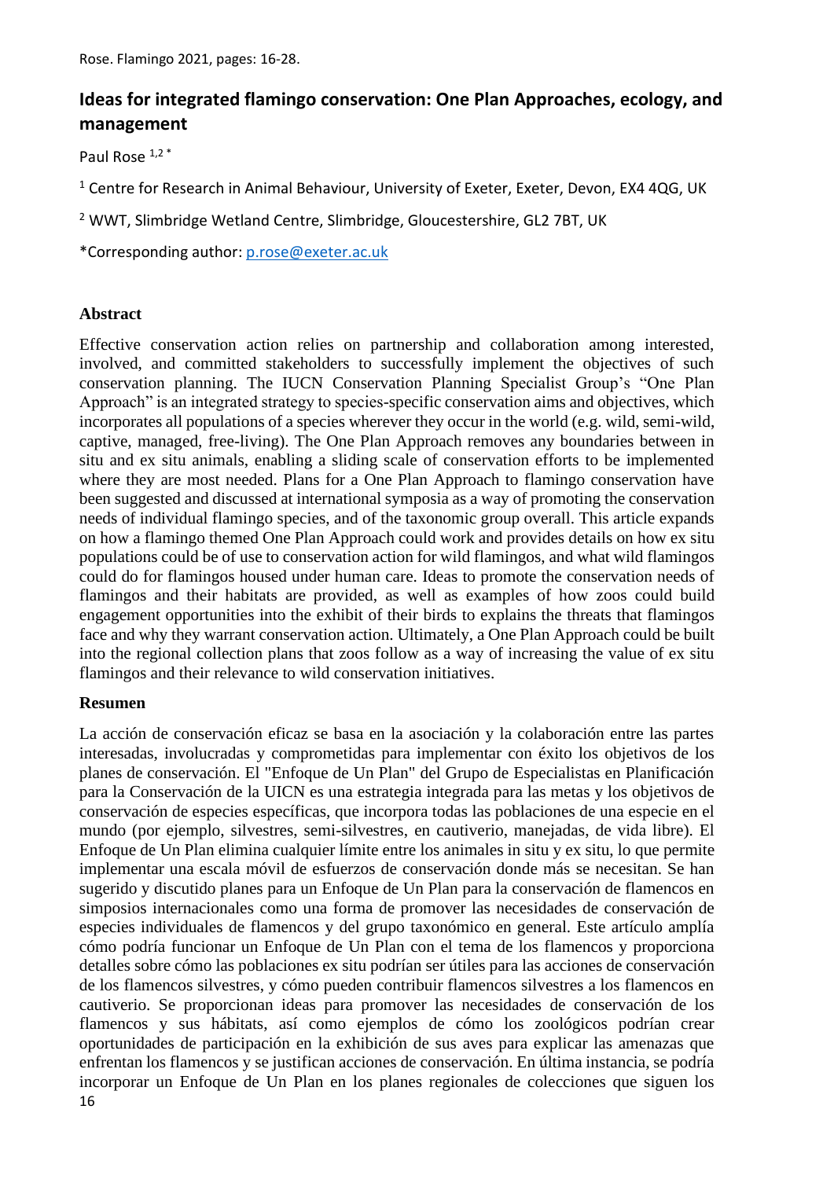# Ideas for integrated flamingo conservation: One Plan Approaches, ecology, and management

Paul Rose [1,2]*

[1] Centre for Research in Animal Behaviour, University of Exeter, Exeter, Devon, EX4 4QG, UK

[2] WWT, Slimbridge Wetland Centre, Slimbridge, Gloucestershire, GL2 7BT, UK

*Corresponding author: p.rose@exeter.ac.uk

## Abstract

Effective conservation action relies on partnership and collaboration among interested, involved, and committed stakeholders to successfully implement the objectives of such conservation planning. The IUCN Conservation Planning Specialist Group's "One Plan Approach" is an integrated strategy to species-specific conservation aims and objectives, which incorporates all populations of a species wherever they occur in the world (e.g. wild, semi-wild, captive, managed, free-living). The One Plan Approach removes any boundaries between in situ and ex situ animals, enabling a sliding scale of conservation efforts to be implemented where they are most needed. Plans for a One Plan Approach to flamingo conservation have been suggested and discussed at international symposia as a way of promoting the conservation needs of individual flamingo species, and of the taxonomic group overall. This article expands on how a flamingo themed One Plan Approach could work and provides details on how ex situ populations could be of use to conservation action for wild flamingos, and what wild flamingos could do for flamingos housed under human care. Ideas to promote the conservation needs of flamingos and their habitats are provided, as well as examples of how zoos could build engagement opportunities into the exhibit of their birds to explains the threats that flamingos face and why they warrant conservation action. Ultimately, a One Plan Approach could be built into the regional collection plans that zoos follow as a way of increasing the value of ex situ flamingos and their relevance to wild conservation initiatives.

## Resumen

La acción de conservación eficaz se basa en la asociación y la colaboración entre las partes interesadas, involucradas y comprometidas para implementar con éxito los objetivos de los planes de conservación. El "Enfoque de Un Plan" del Grupo de Especialistas en Planificación para la Conservación de la UICN es una estrategia integrada para las metas y los objetivos de conservación de especies específicas, que incorpora todas las poblaciones de una especie en el mundo (por ejemplo, silvestres, semi-silvestres, en cautiverio, manejadas, de vida libre). El Enfoque de Un Plan elimina cualquier límite entre los animales in situ y ex situ, lo que permite implementar una escala móvil de esfuerzos de conservación donde más se necesitan. Se han sugerido y discutido planes para un Enfoque de Un Plan para la conservación de flamencos en simposios internacionales como una forma de promover las necesidades de conservación de especies individuales de flamencos y del grupo taxonómico en general. Este artículo amplía cómo podría funcionar un Enfoque de Un Plan con el tema de los flamencos y proporciona detalles sobre cómo las poblaciones ex situ podrían ser útiles para las acciones de conservación de los flamencos silvestres, y cómo pueden contribuir flamencos silvestres a los flamencos en cautiverio. Se proporcionan ideas para promover las necesidades de conservación de los flamencos y sus hábitats, así como ejemplos de cómo los zoológicos podrían crear oportunidades de participación en la exhibición de sus aves para explicar las amenazas que enfrentan los flamencos y se justifican acciones de conservación. En última instancia, se podría incorporar un Enfoque de Un Plan en los planes regionales de colecciones que siguen los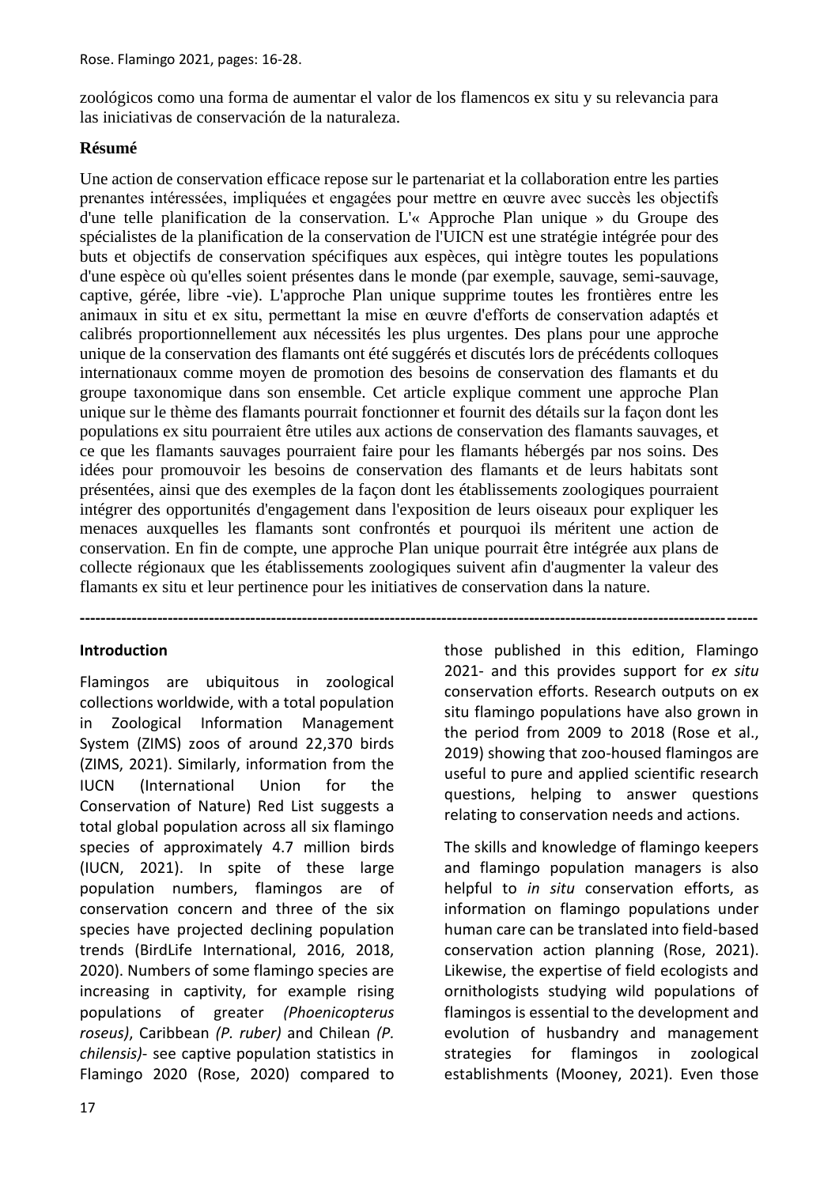zoológicos como una forma de aumentar el valor de los flamencos ex situ y su relevancia para las iniciativas de conservación de la naturaleza.

**Résumé**

Une action de conservation efficace repose sur le partenariat et la collaboration entre les parties prenantes intéressées, impliquées et engagées pour mettre en œuvre avec succès les objectifs d'une telle planification de la conservation. L'« Approche Plan unique » du Groupe des spécialistes de la planification de la conservation de l'UICN est une stratégie intégrée pour des buts et objectifs de conservation spécifiques aux espèces, qui intègre toutes les populations d'une espèce où qu'elles soient présentes dans le monde (par exemple, sauvage, semi-sauvage, captive, gérée, libre -vie). L'approche Plan unique supprime toutes les frontières entre les animaux in situ et ex situ, permettant la mise en œuvre d'efforts de conservation adaptés et calibrés proportionnellement aux nécessités les plus urgentes. Des plans pour une approche unique de la conservation des flamants ont été suggérés et discutés lors de précédents colloques internationaux comme moyen de promotion des besoins de conservation des flamants et du groupe taxonomique dans son ensemble. Cet article explique comment une approche Plan unique sur le thème des flamants pourrait fonctionner et fournit des détails sur la façon dont les populations ex situ pourraient être utiles aux actions de conservation des flamants sauvages, et ce que les flamants sauvages pourraient faire pour les flamants hébergés par nos soins. Des idées pour promouvoir les besoins de conservation des flamants et de leurs habitats sont présentées, ainsi que des exemples de la façon dont les établissements zoologiques pourraient intégrer des opportunités d'engagement dans l'exposition de leurs oiseaux pour expliquer les menaces auxquelles les flamants sont confrontés et pourquoi ils méritent une action de conservation. En fin de compte, une approche Plan unique pourrait être intégrée aux plans de collecte régionaux que les établissements zoologiques suivent afin d'augmenter la valeur des flamants ex situ et leur pertinence pour les initiatives de conservation dans la nature.

---

**Introduction**

Flamingos are ubiquitous in zoological collections worldwide, with a total population in Zoological Information Management System (ZIMS) zoos of around 22,370 birds (ZIMS, 2021). Similarly, information from the IUCN (International Union for the Conservation of Nature) Red List suggests a total global population across all six flamingo species of approximately 4.7 million birds (IUCN, 2021). In spite of these large population numbers, flamingos are of conservation concern and three of the six species have projected declining population trends (BirdLife International, 2016, 2018, 2020). Numbers of some flamingo species are increasing in captivity, for example rising populations of greater *(Phoenicopterus roseus)*, Caribbean *(P. ruber)* and Chilean *(P. chilensis)*- see captive population statistics in Flamingo 2020 (Rose, 2020) compared to those published in this edition, Flamingo 2021- and this provides support for *ex situ* conservation efforts. Research outputs on ex situ flamingo populations have also grown in the period from 2009 to 2018 (Rose et al., 2019) showing that zoo-housed flamingos are useful to pure and applied scientific research questions, helping to answer questions relating to conservation needs and actions.

The skills and knowledge of flamingo keepers and flamingo population managers is also helpful to *in situ* conservation efforts, as information on flamingo populations under human care can be translated into field-based conservation action planning (Rose, 2021). Likewise, the expertise of field ecologists and ornithologists studying wild populations of flamingos is essential to the development and evolution of husbandry and management strategies for flamingos in zoological establishments (Mooney, 2021). Even those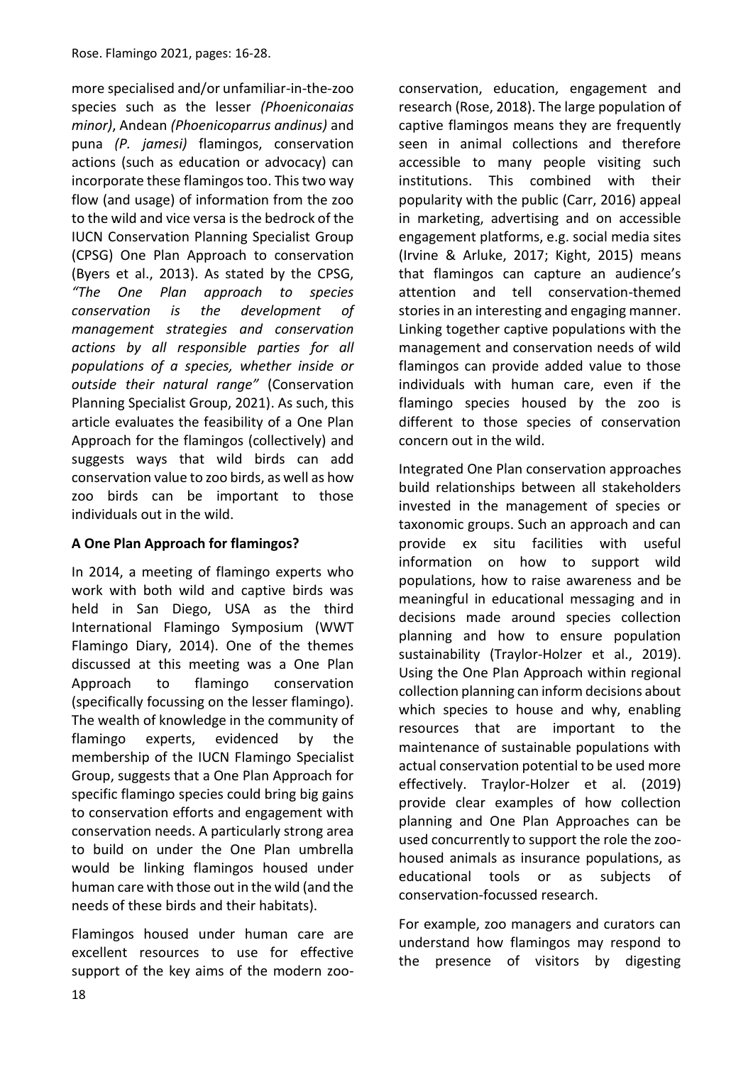more specialised and/or unfamiliar-in-the-zoo species such as the lesser *(Phoeniconaias minor)*, Andean *(Phoenicoparrus andinus)* and puna *(P. jamesi)* flamingos, conservation actions (such as education or advocacy) can incorporate these flamingos too. This two way flow (and usage) of information from the zoo to the wild and vice versa is the bedrock of the IUCN Conservation Planning Specialist Group (CPSG) One Plan Approach to conservation (Byers et al., 2013). As stated by the CPSG, *"The One Plan approach to species conservation is the development of management strategies and conservation actions by all responsible parties for all populations of a species, whether inside or outside their natural range"* (Conservation Planning Specialist Group, 2021). As such, this article evaluates the feasibility of a One Plan Approach for the flamingos (collectively) and suggests ways that wild birds can add conservation value to zoo birds, as well as how zoo birds can be important to those individuals out in the wild.

**A One Plan Approach for flamingos?**

In 2014, a meeting of flamingo experts who work with both wild and captive birds was held in San Diego, USA as the third International Flamingo Symposium (WWT Flamingo Diary, 2014). One of the themes discussed at this meeting was a One Plan Approach to flamingo conservation (specifically focussing on the lesser flamingo). The wealth of knowledge in the community of flamingo experts, evidenced by the membership of the IUCN Flamingo Specialist Group, suggests that a One Plan Approach for specific flamingo species could bring big gains to conservation efforts and engagement with conservation needs. A particularly strong area to build on under the One Plan umbrella would be linking flamingos housed under human care with those out in the wild (and the needs of these birds and their habitats).

Flamingos housed under human care are excellent resources to use for effective support of the key aims of the modern zoo-conservation, education, engagement and research (Rose, 2018). The large population of captive flamingos means they are frequently seen in animal collections and therefore accessible to many people visiting such institutions. This combined with their popularity with the public (Carr, 2016) appeal in marketing, advertising and on accessible engagement platforms, e.g. social media sites (Irvine & Arluke, 2017; Kight, 2015) means that flamingos can capture an audience's attention and tell conservation-themed stories in an interesting and engaging manner. Linking together captive populations with the management and conservation needs of wild flamingos can provide added value to those individuals with human care, even if the flamingo species housed by the zoo is different to those species of conservation concern out in the wild.

Integrated One Plan conservation approaches build relationships between all stakeholders invested in the management of species or taxonomic groups. Such an approach and can provide ex situ facilities with useful information on how to support wild populations, how to raise awareness and be meaningful in educational messaging and in decisions made around species collection planning and how to ensure population sustainability (Traylor-Holzer et al., 2019). Using the One Plan Approach within regional collection planning can inform decisions about which species to house and why, enabling resources that are important to the maintenance of sustainable populations with actual conservation potential to be used more effectively. Traylor-Holzer et al. (2019) provide clear examples of how collection planning and One Plan Approaches can be used concurrently to support the role the zoo-housed animals as insurance populations, as educational tools or as subjects of conservation-focussed research.

For example, zoo managers and curators can understand how flamingos may respond to the presence of visitors by digesting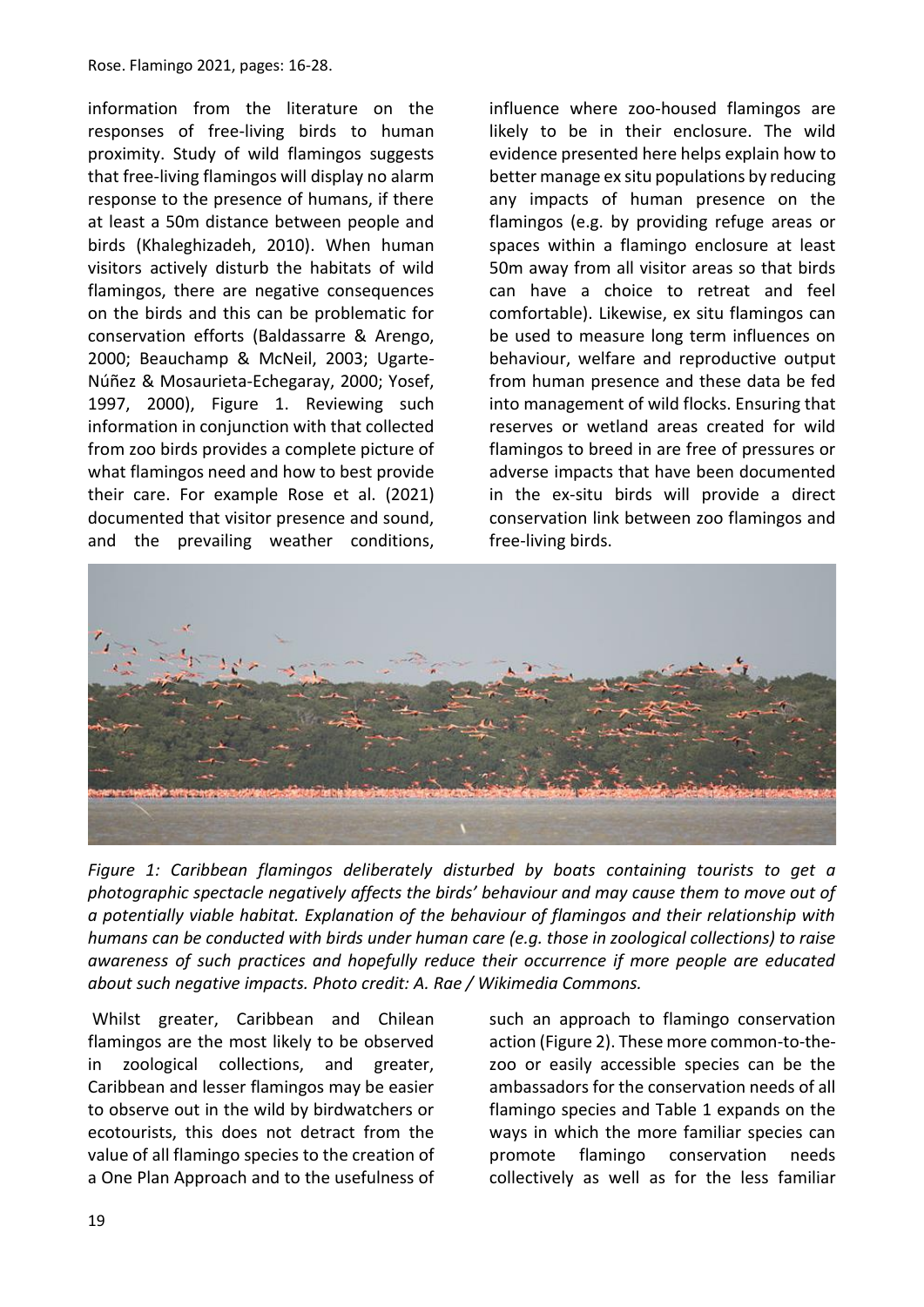information from the literature on the responses of free-living birds to human proximity. Study of wild flamingos suggests that free-living flamingos will display no alarm response to the presence of humans, if there at least a 50m distance between people and birds (Khaleghizadeh, 2010). When human visitors actively disturb the habitats of wild flamingos, there are negative consequences on the birds and this can be problematic for conservation efforts (Baldassarre & Arengo, 2000; Beauchamp & McNeil, 2003; Ugarte-Núñez & Mosaurieta-Echegaray, 2000; Yosef, 1997, 2000), Figure 1. Reviewing such information in conjunction with that collected from zoo birds provides a complete picture of what flamingos need and how to best provide their care. For example Rose et al. (2021) documented that visitor presence and sound, and the prevailing weather conditions, influence where zoo-housed flamingos are likely to be in their enclosure. The wild evidence presented here helps explain how to better manage ex situ populations by reducing any impacts of human presence on the flamingos (e.g. by providing refuge areas or spaces within a flamingo enclosure at least 50m away from all visitor areas so that birds can have a choice to retreat and feel comfortable). Likewise, ex situ flamingos can be used to measure long term influences on behaviour, welfare and reproductive output from human presence and these data be fed into management of wild flocks. Ensuring that reserves or wetland areas created for wild flamingos to breed in are free of pressures or adverse impacts that have been documented in the ex-situ birds will provide a direct conservation link between zoo flamingos and free-living birds.

*Figure 1: Caribbean flamingos deliberately disturbed by boats containing tourists to get a photographic spectacle negatively affects the birds' behaviour and may cause them to move out of a potentially viable habitat. Explanation of the behaviour of flamingos and their relationship with humans can be conducted with birds under human care (e.g. those in zoological collections) to raise awareness of such practices and hopefully reduce their occurrence if more people are educated about such negative impacts. Photo credit: A. Rae / Wikimedia Commons.*

Whilst greater, Caribbean and Chilean flamingos are the most likely to be observed in zoological collections, and greater, Caribbean and lesser flamingos may be easier to observe out in the wild by birdwatchers or ecotourists, this does not detract from the value of all flamingo species to the creation of a One Plan Approach and to the usefulness of such an approach to flamingo conservation action (Figure 2). These more common-to-the-zoo or easily accessible species can be the ambassadors for the conservation needs of all flamingo species and Table 1 expands on the ways in which the more familiar species can promote flamingo conservation needs collectively as well as for the less familiar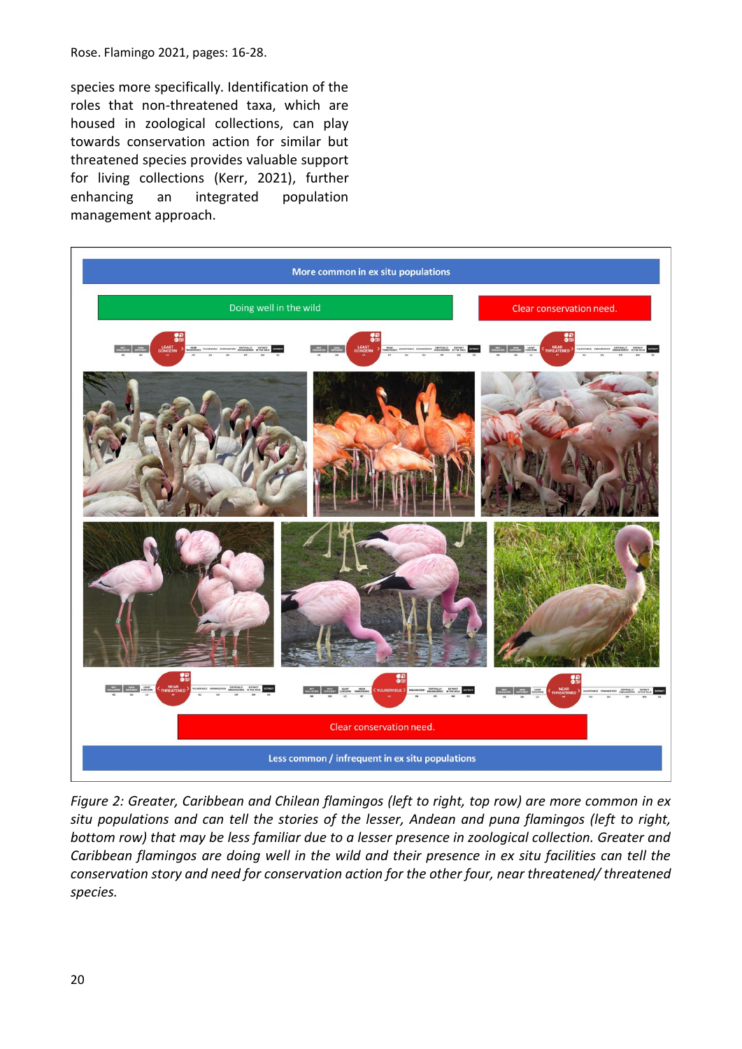species more specifically. Identification of the roles that non-threatened taxa, which are housed in zoological collections, can play towards conservation action for similar but threatened species provides valuable support for living collections (Kerr, 2021), further enhancing an integrated population management approach.

*Figure 2: Greater, Caribbean and Chilean flamingos (left to right, top row) are more common in ex situ populations and can tell the stories of the lesser, Andean and puna flamingos (left to right, bottom row) that may be less familiar due to a lesser presence in zoological collection. Greater and Caribbean flamingos are doing well in the wild and their presence in ex situ facilities can tell the conservation story and need for conservation action for the other four, near threatened/ threatened species.*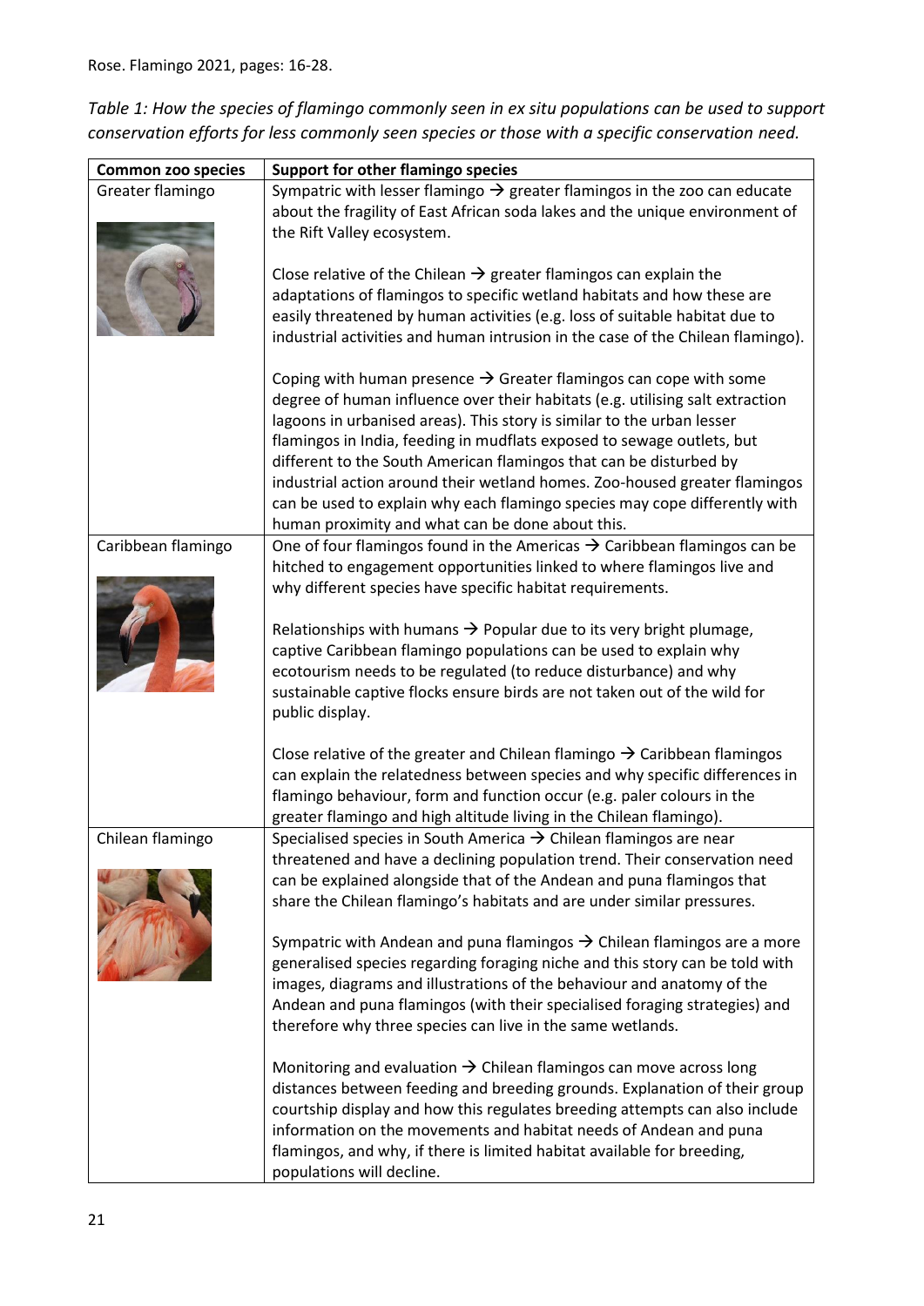*Table 1: How the species of flamingo commonly seen in ex situ populations can be used to support conservation efforts for less commonly seen species or those with a specific conservation need.*

| Common zoo species | Support for other flamingo species |
|---|---|
| Greater flamingo | Sympatric with lesser flamingo → greater flamingos in the zoo can educate about the fragility of East African soda lakes and the unique environment of the Rift Valley ecosystem.<br><br>Close relative of the Chilean → greater flamingos can explain the adaptations of flamingos to specific wetland habitats and how these are easily threatened by human activities (e.g. loss of suitable habitat due to industrial activities and human intrusion in the case of the Chilean flamingo).<br><br>Coping with human presence → Greater flamingos can cope with some degree of human influence over their habitats (e.g. utilising salt extraction lagoons in urbanised areas). This story is similar to the urban lesser flamingos in India, feeding in mudflats exposed to sewage outlets, but different to the South American flamingos that can be disturbed by industrial action around their wetland homes. Zoo-housed greater flamingos can be used to explain why each flamingo species may cope differently with human proximity and what can be done about this. |
| Caribbean flamingo | One of four flamingos found in the Americas → Caribbean flamingos can be hitched to engagement opportunities linked to where flamingos live and why different species have specific habitat requirements.<br><br>Relationships with humans → Popular due to its very bright plumage, captive Caribbean flamingo populations can be used to explain why ecotourism needs to be regulated (to reduce disturbance) and why sustainable captive flocks ensure birds are not taken out of the wild for public display.<br><br>Close relative of the greater and Chilean flamingo → Caribbean flamingos can explain the relatedness between species and why specific differences in flamingo behaviour, form and function occur (e.g. paler colours in the greater flamingo and high altitude living in the Chilean flamingo). |
| Chilean flamingo | Specialised species in South America → Chilean flamingos are near threatened and have a declining population trend. Their conservation need can be explained alongside that of the Andean and puna flamingos that share the Chilean flamingo's habitats and are under similar pressures.<br><br>Sympatric with Andean and puna flamingos → Chilean flamingos are a more generalised species regarding foraging niche and this story can be told with images, diagrams and illustrations of the behaviour and anatomy of the Andean and puna flamingos (with their specialised foraging strategies) and therefore why three species can live in the same wetlands.<br><br>Monitoring and evaluation → Chilean flamingos can move across long distances between feeding and breeding grounds. Explanation of their group courtship display and how this regulates breeding attempts can also include information on the movements and habitat needs of Andean and puna flamingos, and why, if there is limited habitat available for breeding, populations will decline. |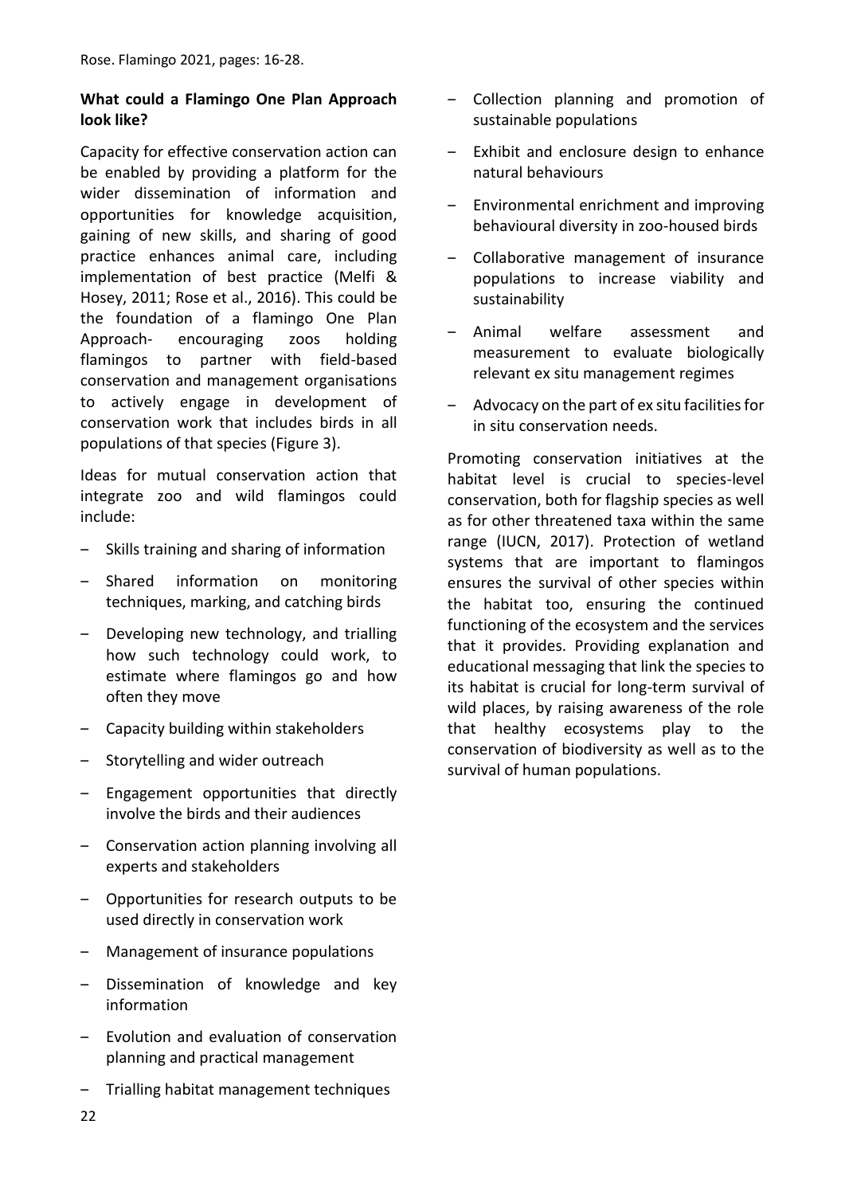### What could a Flamingo One Plan Approach look like?

Capacity for effective conservation action can be enabled by providing a platform for the wider dissemination of information and opportunities for knowledge acquisition, gaining of new skills, and sharing of good practice enhances animal care, including implementation of best practice (Melfi & Hosey, 2011; Rose et al., 2016). This could be the foundation of a flamingo One Plan Approach- encouraging zoos holding flamingos to partner with field-based conservation and management organisations to actively engage in development of conservation work that includes birds in all populations of that species (Figure 3).

Ideas for mutual conservation action that integrate zoo and wild flamingos could include:

- Skills training and sharing of information
- Shared information on monitoring techniques, marking, and catching birds
- Developing new technology, and trialling how such technology could work, to estimate where flamingos go and how often they move
- Capacity building within stakeholders
- Storytelling and wider outreach
- Engagement opportunities that directly involve the birds and their audiences
- Conservation action planning involving all experts and stakeholders
- Opportunities for research outputs to be used directly in conservation work
- Management of insurance populations
- Dissemination of knowledge and key information
- Evolution and evaluation of conservation planning and practical management
- Trialling habitat management techniques
- Collection planning and promotion of sustainable populations
- Exhibit and enclosure design to enhance natural behaviours
- Environmental enrichment and improving behavioural diversity in zoo-housed birds
- Collaborative management of insurance populations to increase viability and sustainability
- Animal welfare assessment and measurement to evaluate biologically relevant ex situ management regimes
- Advocacy on the part of ex situ facilities for in situ conservation needs.

Promoting conservation initiatives at the habitat level is crucial to species-level conservation, both for flagship species as well as for other threatened taxa within the same range (IUCN, 2017). Protection of wetland systems that are important to flamingos ensures the survival of other species within the habitat too, ensuring the continued functioning of the ecosystem and the services that it provides. Providing explanation and educational messaging that link the species to its habitat is crucial for long-term survival of wild places, by raising awareness of the role that healthy ecosystems play to the conservation of biodiversity as well as to the survival of human populations.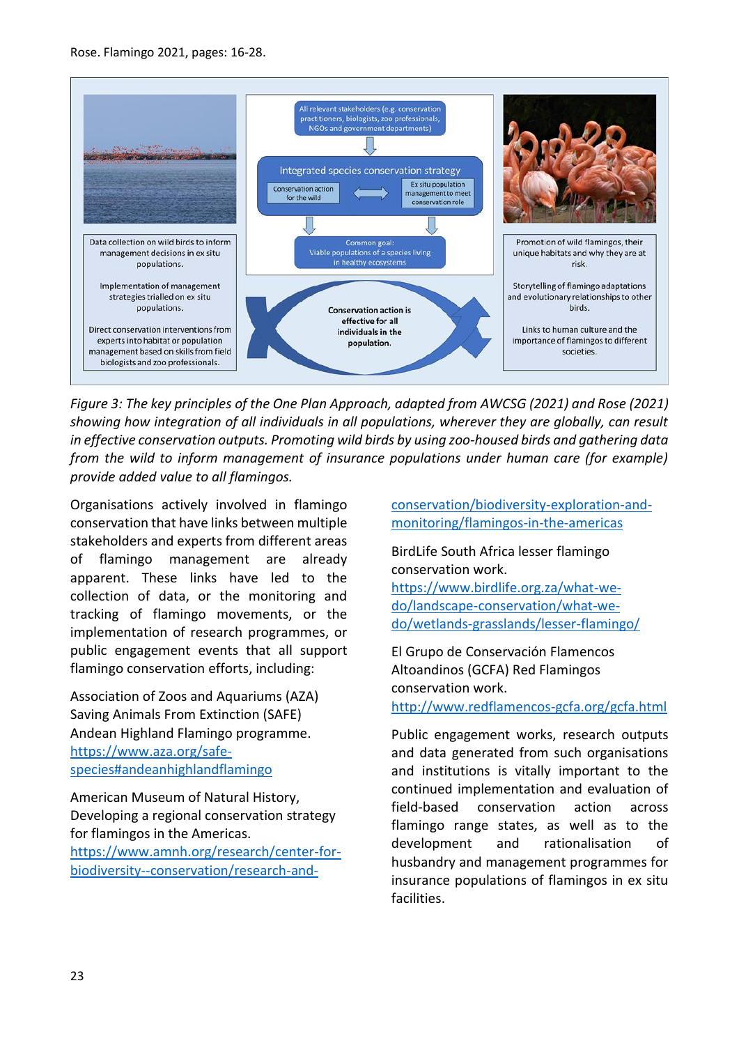All relevant stakeholders (e.g. conservation practitioners, biologists, zoo professionals, NGOs and government departments)

Integrated species conservation strategy

Conservation action for the wild

Ex situ population management to meet conservation role

Common goal: Viable populations of a species living in healthy ecosystems

Conservation action is effective for all individuals in the population.

Data collection on wild birds to inform management decisions in ex situ populations.

Implementation of management strategies trialled on ex situ populations.

Direct conservation interventions from experts into habitat or population management based on skills from field biologists and zoo professionals.

Promotion of wild flamingos, their unique habitats and why they are at risk.

Storytelling of flamingo adaptations and evolutionary relationships to other birds.

Links to human culture and the importance of flamingos to different societies.

*Figure 3: The key principles of the One Plan Approach, adapted from AWCSG (2021) and Rose (2021) showing how integration of all individuals in all populations, wherever they are globally, can result in effective conservation outputs. Promoting wild birds by using zoo-housed birds and gathering data from the wild to inform management of insurance populations under human care (for example) provide added value to all flamingos.*

Organisations actively involved in flamingo conservation that have links between multiple stakeholders and experts from different areas of flamingo management are already apparent. These links have led to the collection of data, or the monitoring and tracking of flamingo movements, or the implementation of research programmes, or public engagement events that all support flamingo conservation efforts, including:

Association of Zoos and Aquariums (AZA) Saving Animals From Extinction (SAFE) Andean Highland Flamingo programme. https://www.aza.org/safe-species#andeanhighlandflamingo

American Museum of Natural History, Developing a regional conservation strategy for flamingos in the Americas. https://www.amnh.org/research/center-for-biodiversity--conservation/research-and-conservation/biodiversity-exploration-and-monitoring/flamingos-in-the-americas

BirdLife South Africa lesser flamingo conservation work. https://www.birdlife.org.za/what-we-do/landscape-conservation/what-we-do/wetlands-grasslands/lesser-flamingo/

El Grupo de Conservación Flamencos Altoandinos (GCFA) Red Flamingos conservation work. http://www.redflamencos-gcfa.org/gcfa.html

Public engagement works, research outputs and data generated from such organisations and institutions is vitally important to the continued implementation and evaluation of field-based conservation action across flamingo range states, as well as to the development and rationalisation of husbandry and management programmes for insurance populations of flamingos in ex situ facilities.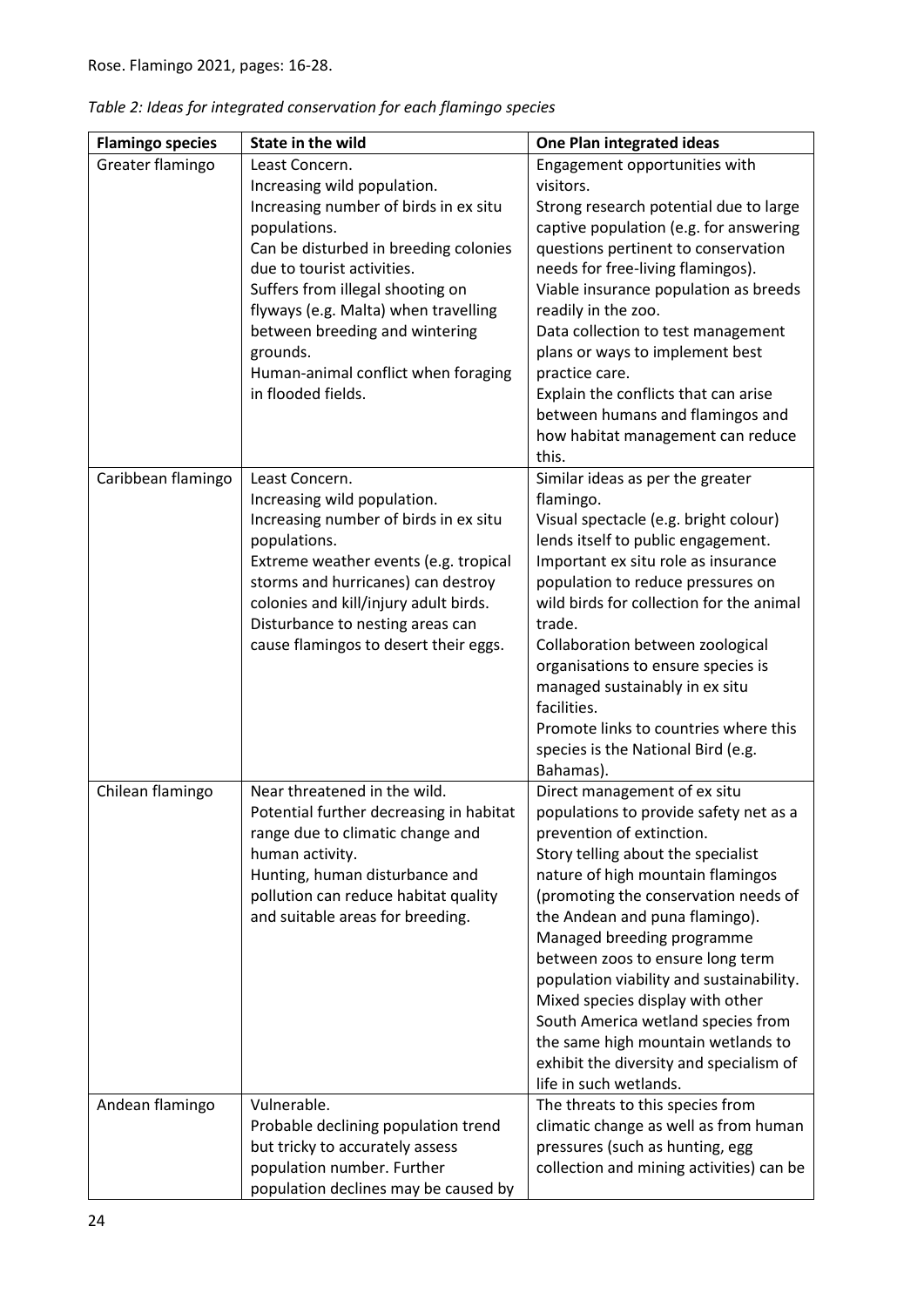*Table 2: Ideas for integrated conservation for each flamingo species*

| Flamingo species | State in the wild | One Plan integrated ideas |
|---|---|---|
| Greater flamingo | Least Concern. Increasing wild population. Increasing number of birds in ex situ populations. Can be disturbed in breeding colonies due to tourist activities. Suffers from illegal shooting on flyways (e.g. Malta) when travelling between breeding and wintering grounds. Human-animal conflict when foraging in flooded fields. | Engagement opportunities with visitors. Strong research potential due to large captive population (e.g. for answering questions pertinent to conservation needs for free-living flamingos). Viable insurance population as breeds readily in the zoo. Data collection to test management plans or ways to implement best practice care. Explain the conflicts that can arise between humans and flamingos and how habitat management can reduce this. |
| Caribbean flamingo | Least Concern. Increasing wild population. Increasing number of birds in ex situ populations. Extreme weather events (e.g. tropical storms and hurricanes) can destroy colonies and kill/injury adult birds. Disturbance to nesting areas can cause flamingos to desert their eggs. | Similar ideas as per the greater flamingo. Visual spectacle (e.g. bright colour) lends itself to public engagement. Important ex situ role as insurance population to reduce pressures on wild birds for collection for the animal trade. Collaboration between zoological organisations to ensure species is managed sustainably in ex situ facilities. Promote links to countries where this species is the National Bird (e.g. Bahamas). |
| Chilean flamingo | Near threatened in the wild. Potential further decreasing in habitat range due to climatic change and human activity. Hunting, human disturbance and pollution can reduce habitat quality and suitable areas for breeding. | Direct management of ex situ populations to provide safety net as a prevention of extinction. Story telling about the specialist nature of high mountain flamingos (promoting the conservation needs of the Andean and puna flamingo). Managed breeding programme between zoos to ensure long term population viability and sustainability. Mixed species display with other South America wetland species from the same high mountain wetlands to exhibit the diversity and specialism of life in such wetlands. |
| Andean flamingo | Vulnerable. Probable declining population trend but tricky to accurately assess population number. Further population declines may be caused by | The threats to this species from climatic change as well as from human pressures (such as hunting, egg collection and mining activities) can be |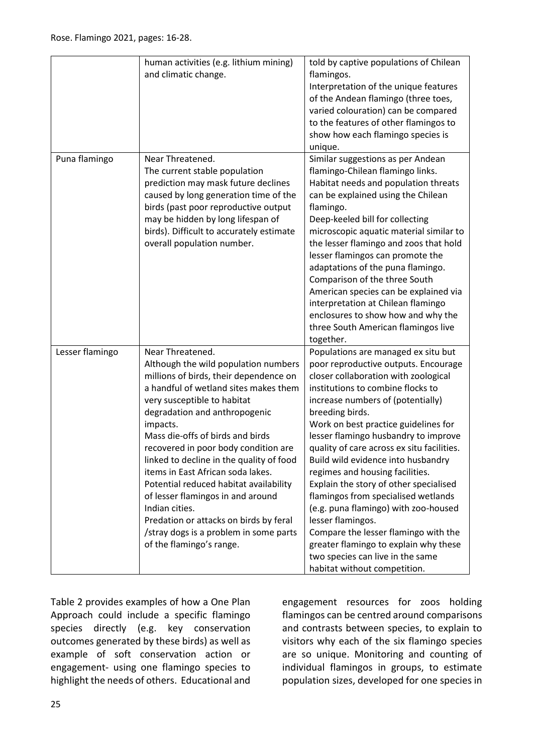| | human activities (e.g. lithium mining) and climatic change. | told by captive populations of Chilean flamingos.<br>Interpretation of the unique features of the Andean flamingo (three toes, varied colouration) can be compared to the features of other flamingos to show how each flamingo species is unique. |
|---|---|---|
| Puna flamingo | Near Threatened.<br>The current stable population prediction may mask future declines caused by long generation time of the birds (past poor reproductive output may be hidden by long lifespan of birds). Difficult to accurately estimate overall population number. | Similar suggestions as per Andean flamingo-Chilean flamingo links.<br>Habitat needs and population threats can be explained using the Chilean flamingo.<br>Deep-keeled bill for collecting microscopic aquatic material similar to the lesser flamingo and zoos that hold lesser flamingos can promote the adaptations of the puna flamingo.<br>Comparison of the three South American species can be explained via interpretation at Chilean flamingo enclosures to show how and why the three South American flamingos live together. |
| Lesser flamingo | Near Threatened.<br>Although the wild population numbers millions of birds, their dependence on a handful of wetland sites makes them very susceptible to habitat degradation and anthropogenic impacts.<br>Mass die-offs of birds and birds recovered in poor body condition are linked to decline in the quality of food items in East African soda lakes.<br>Potential reduced habitat availability of lesser flamingos in and around Indian cities.<br>Predation or attacks on birds by feral /stray dogs is a problem in some parts of the flamingo's range. | Populations are managed ex situ but poor reproductive outputs. Encourage closer collaboration with zoological institutions to combine flocks to increase numbers of (potentially) breeding birds.<br>Work on best practice guidelines for lesser flamingo husbandry to improve quality of care across ex situ facilities. Build wild evidence into husbandry regimes and housing facilities.<br>Explain the story of other specialised flamingos from specialised wetlands (e.g. puna flamingo) with zoo-housed lesser flamingos.<br>Compare the lesser flamingo with the greater flamingo to explain why these two species can live in the same habitat without competition. |

Table 2 provides examples of how a One Plan Approach could include a specific flamingo species directly (e.g. key conservation outcomes generated by these birds) as well as example of soft conservation action or engagement- using one flamingo species to highlight the needs of others. Educational and engagement resources for zoos holding flamingos can be centred around comparisons and contrasts between species, to explain to visitors why each of the six flamingo species are so unique. Monitoring and counting of individual flamingos in groups, to estimate population sizes, developed for one species in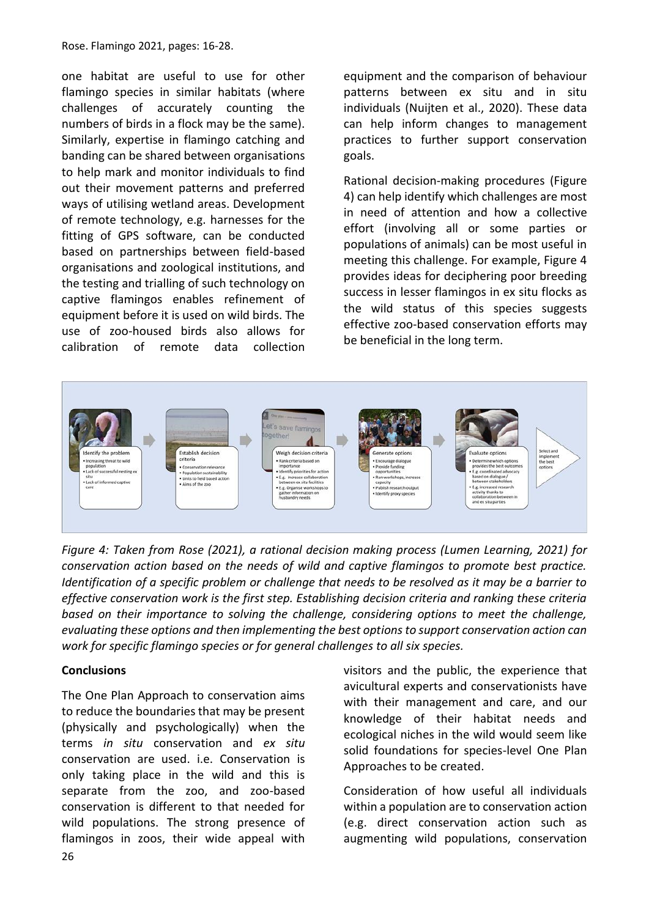one habitat are useful to use for other flamingo species in similar habitats (where challenges of accurately counting the numbers of birds in a flock may be the same). Similarly, expertise in flamingo catching and banding can be shared between organisations to help mark and monitor individuals to find out their movement patterns and preferred ways of utilising wetland areas. Development of remote technology, e.g. harnesses for the fitting of GPS software, can be conducted based on partnerships between field-based organisations and zoological institutions, and the testing and trialling of such technology on captive flamingos enables refinement of equipment before it is used on wild birds. The use of zoo-housed birds also allows for calibration of remote data collection equipment and the comparison of behaviour patterns between ex situ and in situ individuals (Nuijten et al., 2020). These data can help inform changes to management practices to further support conservation goals.

Rational decision-making procedures (Figure 4) can help identify which challenges are most in need of attention and how a collective effort (involving all or some parties or populations of animals) can be most useful in meeting this challenge. For example, Figure 4 provides ideas for deciphering poor breeding success in lesser flamingos in ex situ flocks as the wild status of this species suggests effective zoo-based conservation efforts may be beneficial in the long term.

Identify the problem
- Increasing threat to wild population
- Lack of successful nesting ex situ
- Lack of informed captive care

Establish decision criteria
- Conservation relevance
- Population sustainability
- Links to field based action
- Aims of the zoo

Weigh decision criteria
- Rank criteria based on importance
- Identify priorities for action
- E.g. increase collaboration between ex situ facilities
- E.g. Organise workshops to gather information on husbandry needs

Generate options
- Encourage dialogue
- Provide funding opportunities
- Run workshops, increase capacity
- Publish research output
- Identify proxy species

Evaluate options
- Determine which options provides the best outcomes
- E.g. coordinated advocacy based on dialogue / between stakeholders
- E.g. increased research activity thanks to collaboration between in and ex situ parties

Select and implement the best options

*Figure 4: Taken from Rose (2021), a rational decision making process (Lumen Learning, 2021) for conservation action based on the needs of wild and captive flamingos to promote best practice. Identification of a specific problem or challenge that needs to be resolved as it may be a barrier to effective conservation work is the first step. Establishing decision criteria and ranking these criteria based on their importance to solving the challenge, considering options to meet the challenge, evaluating these options and then implementing the best options to support conservation action can work for specific flamingo species or for general challenges to all six species.*

**Conclusions**

The One Plan Approach to conservation aims to reduce the boundaries that may be present (physically and psychologically) when the terms *in situ* conservation and *ex situ* conservation are used. i.e. Conservation is only taking place in the wild and this is separate from the zoo, and zoo-based conservation is different to that needed for wild populations. The strong presence of flamingos in zoos, their wide appeal with visitors and the public, the experience that avicultural experts and conservationists have with their management and care, and our knowledge of their habitat needs and ecological niches in the wild would seem like solid foundations for species-level One Plan Approaches to be created.

Consideration of how useful all individuals within a population are to conservation action (e.g. direct conservation action such as augmenting wild populations, conservation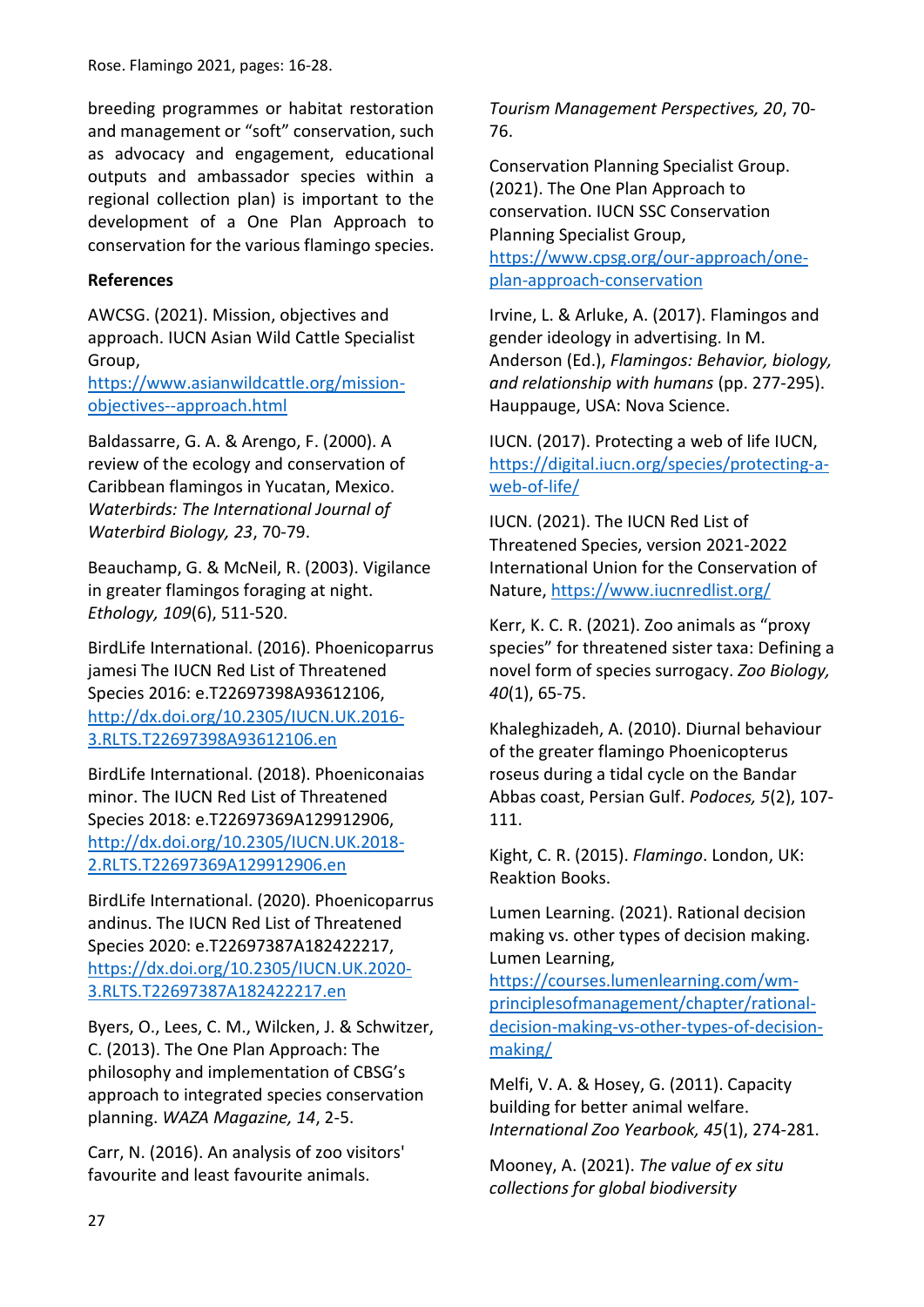breeding programmes or habitat restoration and management or "soft" conservation, such as advocacy and engagement, educational outputs and ambassador species within a regional collection plan) is important to the development of a One Plan Approach to conservation for the various flamingo species.

**References**

AWCSG. (2021). Mission, objectives and approach. IUCN Asian Wild Cattle Specialist Group, https://www.asianwildcattle.org/mission-objectives--approach.html

Baldassarre, G. A. & Arengo, F. (2000). A review of the ecology and conservation of Caribbean flamingos in Yucatan, Mexico. *Waterbirds: The International Journal of Waterbird Biology, 23*, 70-79.

Beauchamp, G. & McNeil, R. (2003). Vigilance in greater flamingos foraging at night. *Ethology, 109*(6), 511-520.

BirdLife International. (2016). Phoenicoparrus jamesi The IUCN Red List of Threatened Species 2016: e.T22697398A93612106, http://dx.doi.org/10.2305/IUCN.UK.2016-3.RLTS.T22697398A93612106.en

BirdLife International. (2018). Phoeniconaias minor. The IUCN Red List of Threatened Species 2018: e.T22697369A129912906, http://dx.doi.org/10.2305/IUCN.UK.2018-2.RLTS.T22697369A129912906.en

BirdLife International. (2020). Phoenicoparrus andinus. The IUCN Red List of Threatened Species 2020: e.T22697387A182422217, https://dx.doi.org/10.2305/IUCN.UK.2020-3.RLTS.T22697387A182422217.en

Byers, O., Lees, C. M., Wilcken, J. & Schwitzer, C. (2013). The One Plan Approach: The philosophy and implementation of CBSG's approach to integrated species conservation planning. *WAZA Magazine, 14*, 2-5.

Carr, N. (2016). An analysis of zoo visitors' favourite and least favourite animals. *Tourism Management Perspectives, 20*, 70-76.

Conservation Planning Specialist Group. (2021). The One Plan Approach to conservation. IUCN SSC Conservation Planning Specialist Group, https://www.cpsg.org/our-approach/one-plan-approach-conservation

Irvine, L. & Arluke, A. (2017). Flamingos and gender ideology in advertising. In M. Anderson (Ed.), *Flamingos: Behavior, biology, and relationship with humans* (pp. 277-295). Hauppauge, USA: Nova Science.

IUCN. (2017). Protecting a web of life IUCN, https://digital.iucn.org/species/protecting-a-web-of-life/

IUCN. (2021). The IUCN Red List of Threatened Species, version 2021-2022 International Union for the Conservation of Nature, https://www.iucnredlist.org/

Kerr, K. C. R. (2021). Zoo animals as "proxy species" for threatened sister taxa: Defining a novel form of species surrogacy. *Zoo Biology, 40*(1), 65-75.

Khaleghizadeh, A. (2010). Diurnal behaviour of the greater flamingo Phoenicopterus roseus during a tidal cycle on the Bandar Abbas coast, Persian Gulf. *Podoces, 5*(2), 107-111.

Kight, C. R. (2015). *Flamingo*. London, UK: Reaktion Books.

Lumen Learning. (2021). Rational decision making vs. other types of decision making. Lumen Learning, https://courses.lumenlearning.com/wm-principlesofmanagement/chapter/rational-decision-making-vs-other-types-of-decision-making/

Melfi, V. A. & Hosey, G. (2011). Capacity building for better animal welfare. *International Zoo Yearbook, 45*(1), 274-281.

Mooney, A. (2021). *The value of ex situ collections for global biodiversity*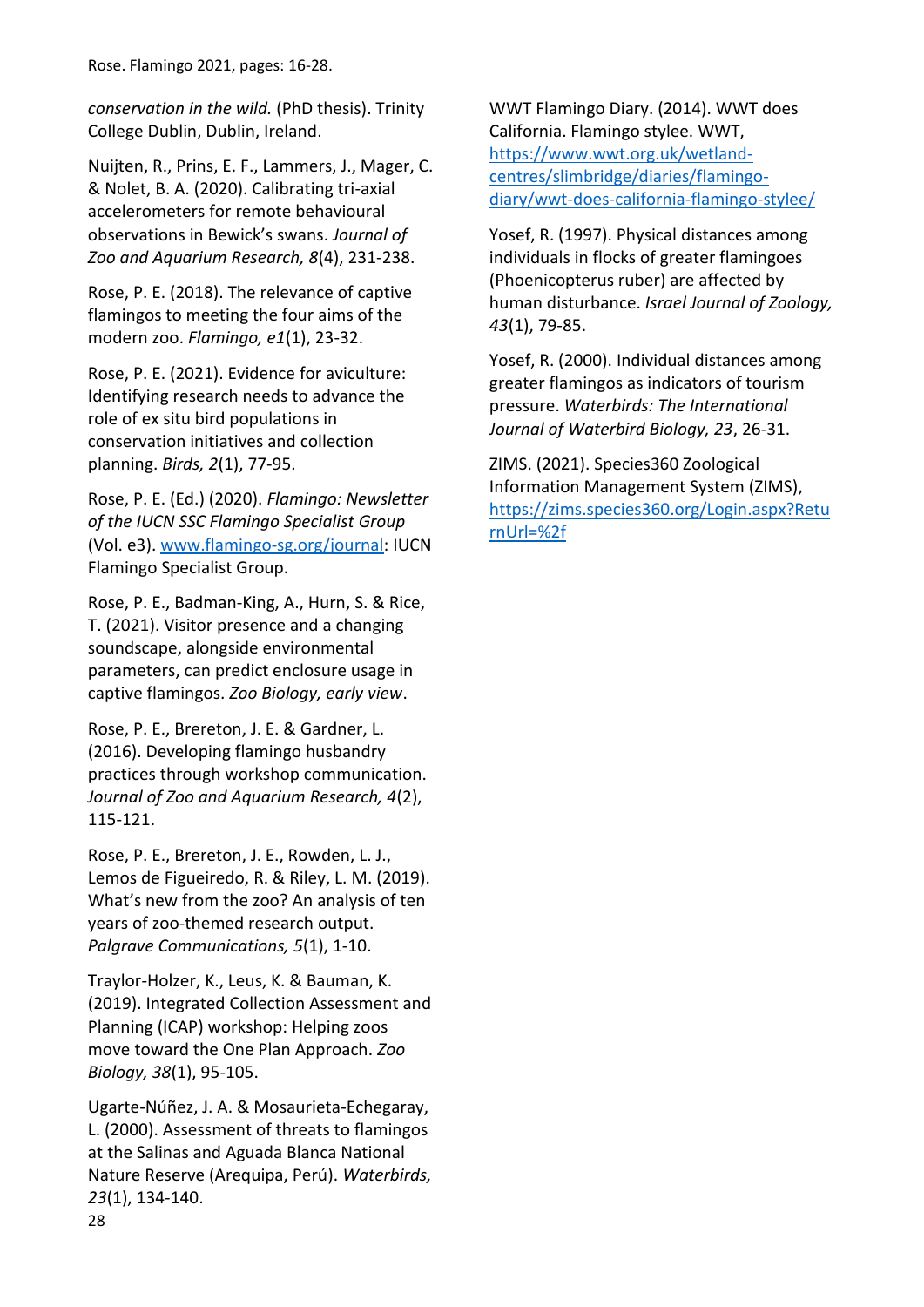*conservation in the wild.* (PhD thesis). Trinity College Dublin, Dublin, Ireland.

Nuijten, R., Prins, E. F., Lammers, J., Mager, C. & Nolet, B. A. (2020). Calibrating tri-axial accelerometers for remote behavioural observations in Bewick's swans. *Journal of Zoo and Aquarium Research, 8*(4), 231-238.

Rose, P. E. (2018). The relevance of captive flamingos to meeting the four aims of the modern zoo. *Flamingo, e1*(1), 23-32.

Rose, P. E. (2021). Evidence for aviculture: Identifying research needs to advance the role of ex situ bird populations in conservation initiatives and collection planning. *Birds, 2*(1), 77-95.

Rose, P. E. (Ed.) (2020). *Flamingo: Newsletter of the IUCN SSC Flamingo Specialist Group* (Vol. e3). [www.flamingo-sg.org/journal](www.flamingo-sg.org/journal): IUCN Flamingo Specialist Group.

Rose, P. E., Badman-King, A., Hurn, S. & Rice, T. (2021). Visitor presence and a changing soundscape, alongside environmental parameters, can predict enclosure usage in captive flamingos. *Zoo Biology, early view*.

Rose, P. E., Brereton, J. E. & Gardner, L. (2016). Developing flamingo husbandry practices through workshop communication. *Journal of Zoo and Aquarium Research, 4*(2), 115-121.

Rose, P. E., Brereton, J. E., Rowden, L. J., Lemos de Figueiredo, R. & Riley, L. M. (2019). What's new from the zoo? An analysis of ten years of zoo-themed research output. *Palgrave Communications, 5*(1), 1-10.

Traylor-Holzer, K., Leus, K. & Bauman, K. (2019). Integrated Collection Assessment and Planning (ICAP) workshop: Helping zoos move toward the One Plan Approach. *Zoo Biology, 38*(1), 95-105.

Ugarte-Núñez, J. A. & Mosaurieta-Echegaray, L. (2000). Assessment of threats to flamingos at the Salinas and Aguada Blanca National Nature Reserve (Arequipa, Perú). *Waterbirds, 23*(1), 134-140.

WWT Flamingo Diary. (2014). WWT does California. Flamingo stylee. WWT, [https://www.wwt.org.uk/wetland-centres/slimbridge/diaries/flamingo-diary/wwt-does-california-flamingo-stylee/](https://www.wwt.org.uk/wetland-centres/slimbridge/diaries/flamingo-diary/wwt-does-california-flamingo-stylee/)

Yosef, R. (1997). Physical distances among individuals in flocks of greater flamingoes (Phoenicopterus ruber) are affected by human disturbance. *Israel Journal of Zoology, 43*(1), 79-85.

Yosef, R. (2000). Individual distances among greater flamingos as indicators of tourism pressure. *Waterbirds: The International Journal of Waterbird Biology, 23*, 26-31.

ZIMS. (2021). Species360 Zoological Information Management System (ZIMS), [https://zims.species360.org/Login.aspx?ReturnUrl=%2f](https://zims.species360.org/Login.aspx?ReturnUrl=%2f)